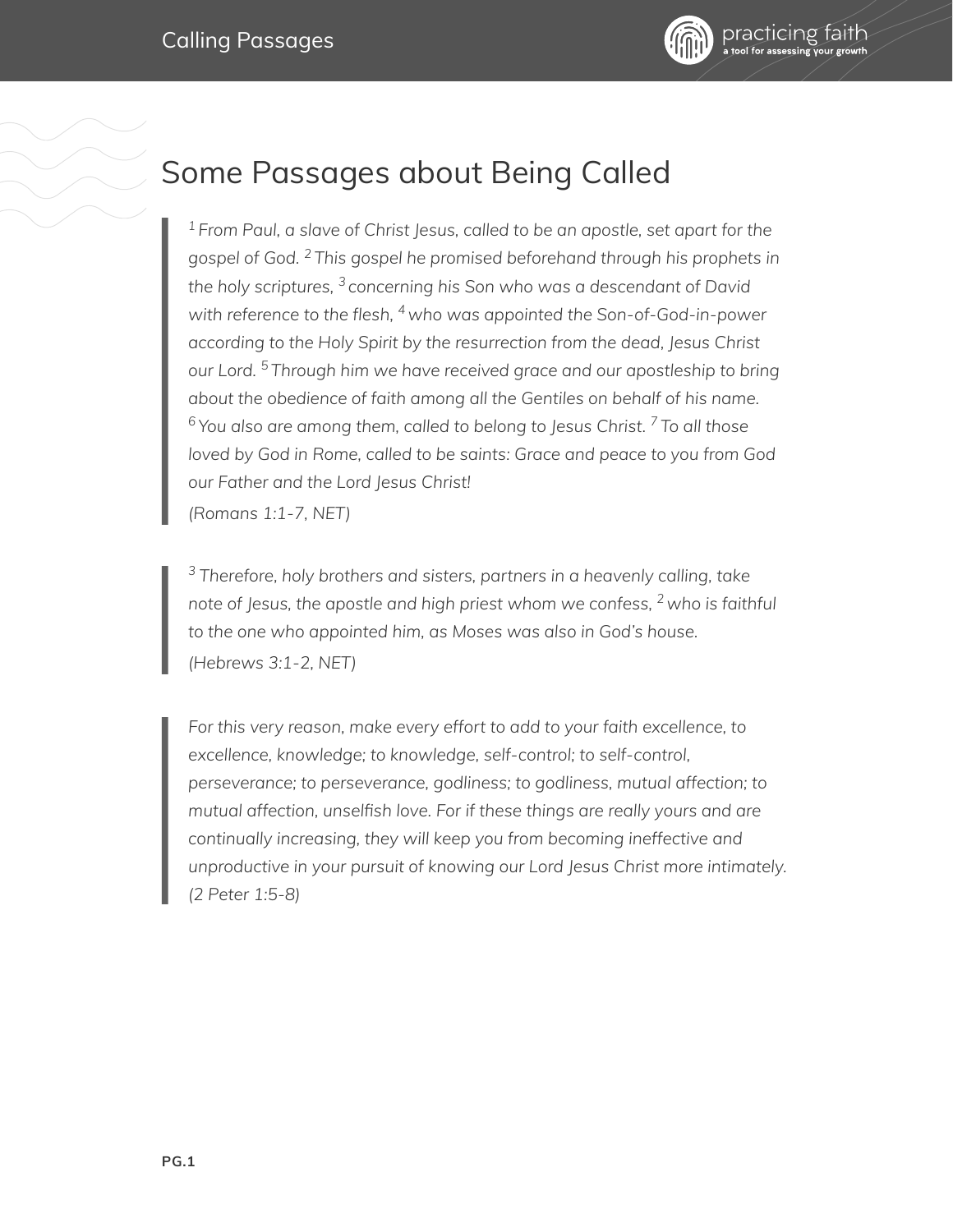# Some Passages about Being Called

> *[1] From Paul, a slave of Christ Jesus, called to be an apostle, set apart for the gospel of God. [2] This gospel he promised beforehand through his prophets in the holy scriptures, [3] concerning his Son who was a descendant of David with reference to the flesh, [4] who was appointed the Son-of-God-in-power according to the Holy Spirit by the resurrection from the dead, Jesus Christ our Lord. [5] Through him we have received grace and our apostleship to bring about the obedience of faith among all the Gentiles on behalf of his name. [6] You also are among them, called to belong to Jesus Christ. [7] To all those loved by God in Rome, called to be saints: Grace and peace to you from God our Father and the Lord Jesus Christ!*
> *(Romans 1:1-7, NET)*

> *[3] Therefore, holy brothers and sisters, partners in a heavenly calling, take note of Jesus, the apostle and high priest whom we confess, [2] who is faithful to the one who appointed him, as Moses was also in God's house.*
> *(Hebrews 3:1-2, NET)*

> *For this very reason, make every effort to add to your faith excellence, to excellence, knowledge; to knowledge, self-control; to self-control, perseverance; to perseverance, godliness; to godliness, mutual affection; to mutual affection, unselfish love. For if these things are really yours and are continually increasing, they will keep you from becoming ineffective and unproductive in your pursuit of knowing our Lord Jesus Christ more intimately.*
> *(2 Peter 1:5-8)*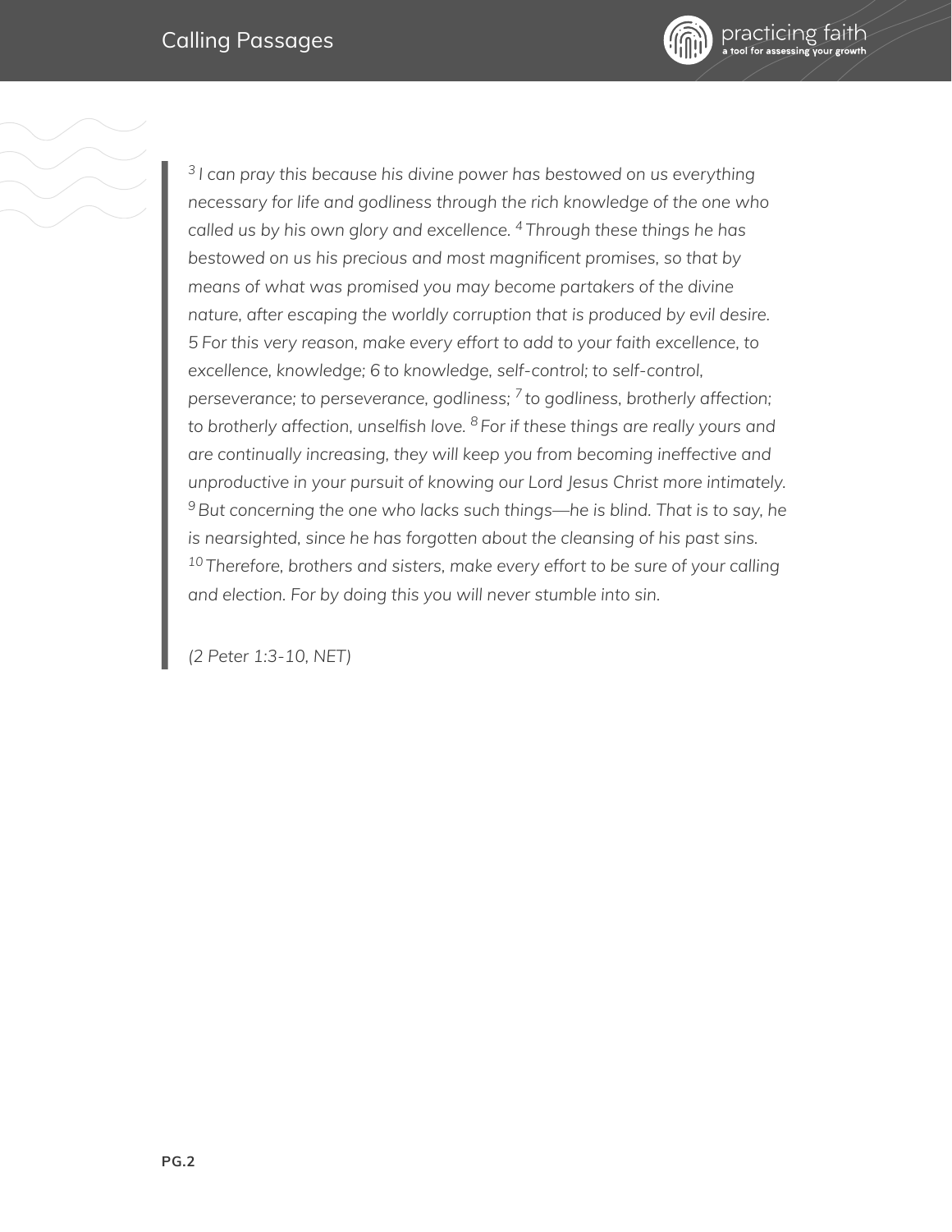*[3] I can pray this because his divine power has bestowed on us everything necessary for life and godliness through the rich knowledge of the one who called us by his own glory and excellence. [4] Through these things he has bestowed on us his precious and most magnificent promises, so that by means of what was promised you may become partakers of the divine nature, after escaping the worldly corruption that is produced by evil desire. 5 For this very reason, make every effort to add to your faith excellence, to excellence, knowledge; 6 to knowledge, self-control; to self-control, perseverance; to perseverance, godliness; [7] to godliness, brotherly affection; to brotherly affection, unselfish love. [8] For if these things are really yours and are continually increasing, they will keep you from becoming ineffective and unproductive in your pursuit of knowing our Lord Jesus Christ more intimately. [9] But concerning the one who lacks such things—he is blind. That is to say, he is nearsighted, since he has forgotten about the cleansing of his past sins. [10] Therefore, brothers and sisters, make every effort to be sure of your calling and election. For by doing this you will never stumble into sin.*

*(2 Peter 1:3-10, NET)*